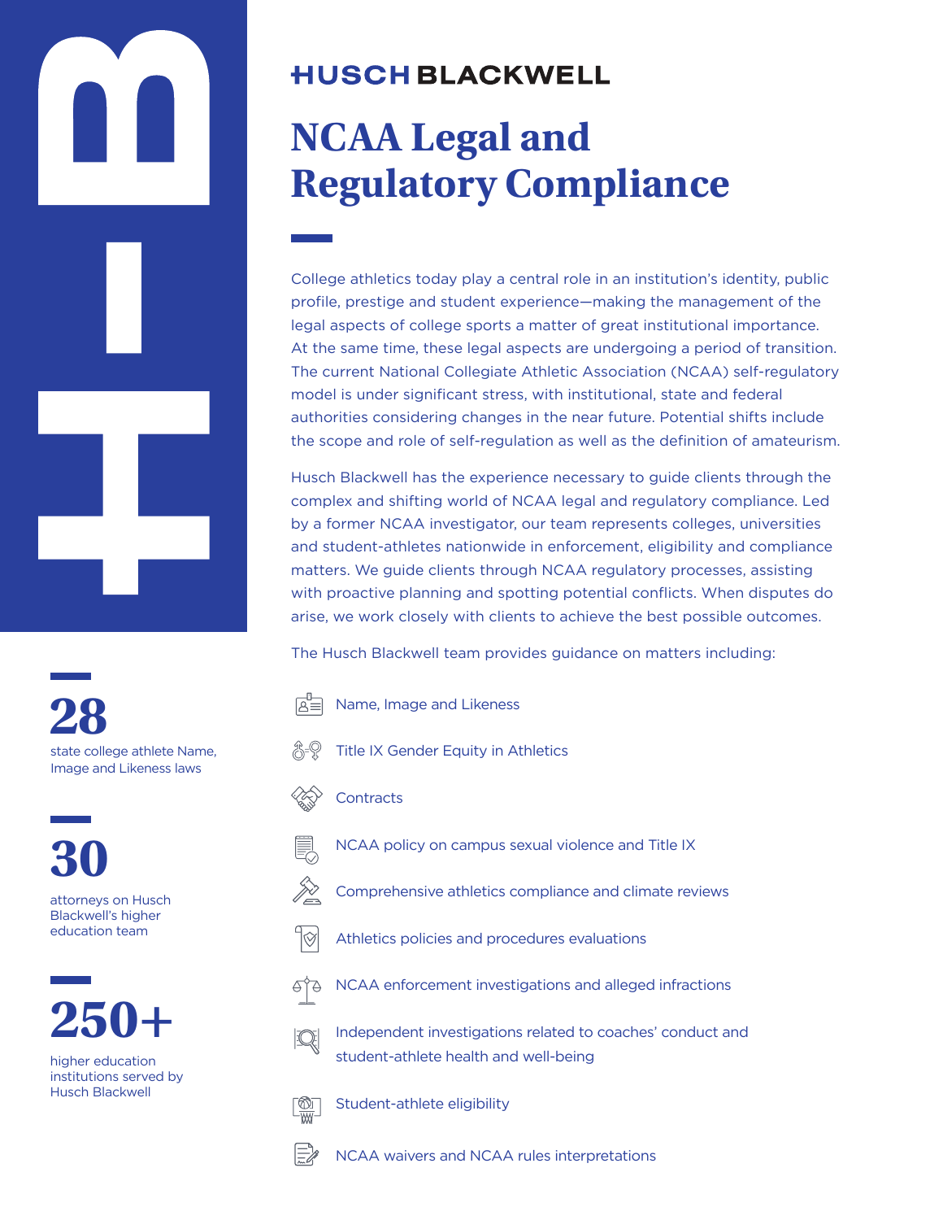HUSCH BLACKWELL

# NCAA Legal and Regulatory Compliance

College athletics today play a central role in an institution's identity, public profile, prestige and student experience—making the management of the legal aspects of college sports a matter of great institutional importance. At the same time, these legal aspects are undergoing a period of transition. The current National Collegiate Athletic Association (NCAA) self-regulatory model is under significant stress, with institutional, state and federal authorities considering changes in the near future. Potential shifts include the scope and role of self-regulation as well as the definition of amateurism.

Husch Blackwell has the experience necessary to guide clients through the complex and shifting world of NCAA legal and regulatory compliance. Led by a former NCAA investigator, our team represents colleges, universities and student-athletes nationwide in enforcement, eligibility and compliance matters. We guide clients through NCAA regulatory processes, assisting with proactive planning and spotting potential conflicts. When disputes do arise, we work closely with clients to achieve the best possible outcomes.

The Husch Blackwell team provides guidance on matters including:

- Name, Image and Likeness
- Title IX Gender Equity in Athletics
- Contracts
- NCAA policy on campus sexual violence and Title IX
- Comprehensive athletics compliance and climate reviews
- Athletics policies and procedures evaluations
- NCAA enforcement investigations and alleged infractions
- Independent investigations related to coaches' conduct and student-athlete health and well-being
- Student-athlete eligibility
- NCAA waivers and NCAA rules interpretations

**28**

state college athlete Name, Image and Likeness laws

**30**

attorneys on Husch Blackwell's higher education team

**250+**

higher education institutions served by Husch Blackwell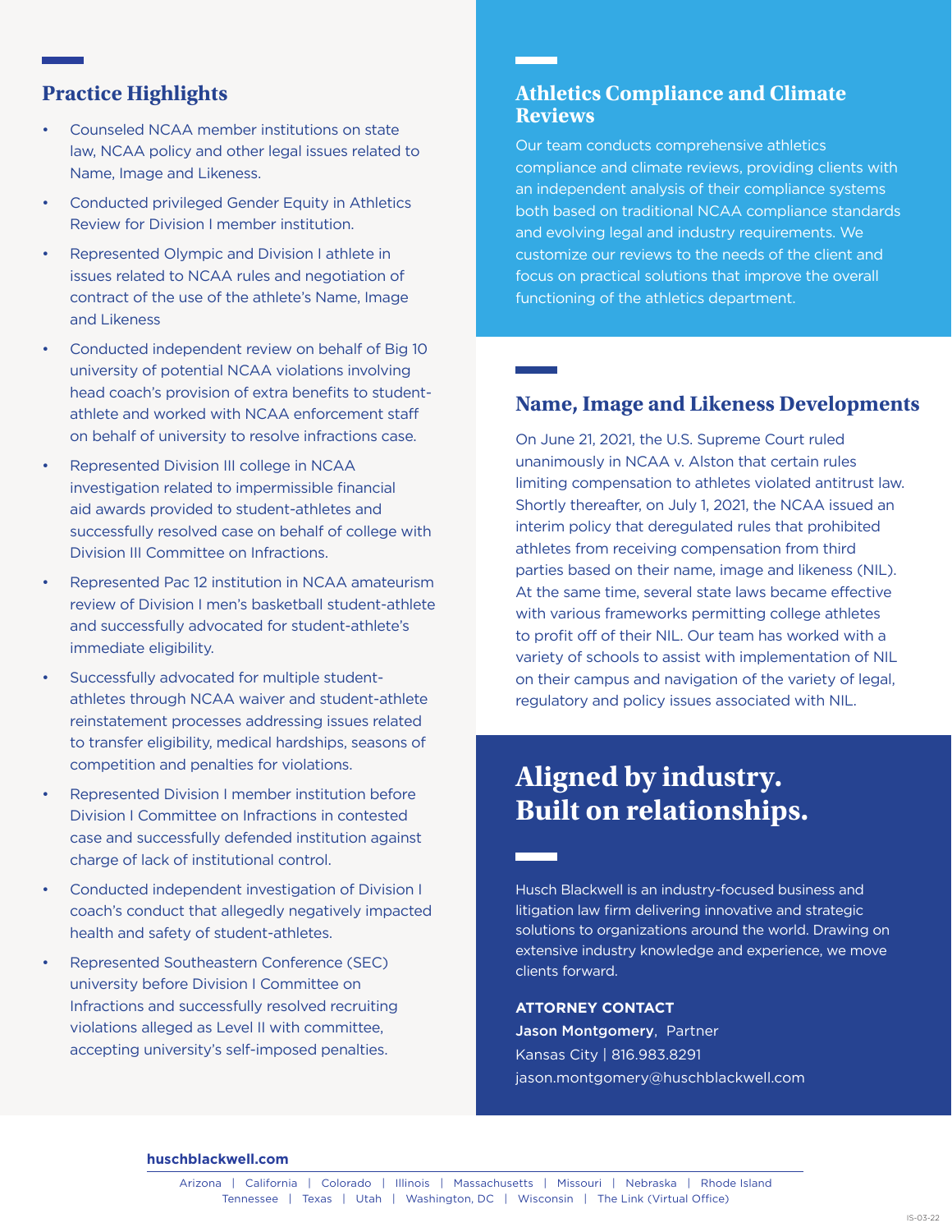## Practice Highlights

- Counseled NCAA member institutions on state law, NCAA policy and other legal issues related to Name, Image and Likeness.
- Conducted privileged Gender Equity in Athletics Review for Division I member institution.
- Represented Olympic and Division I athlete in issues related to NCAA rules and negotiation of contract of the use of the athlete's Name, Image and Likeness
- Conducted independent review on behalf of Big 10 university of potential NCAA violations involving head coach's provision of extra benefits to student-athlete and worked with NCAA enforcement staff on behalf of university to resolve infractions case.
- Represented Division III college in NCAA investigation related to impermissible financial aid awards provided to student-athletes and successfully resolved case on behalf of college with Division III Committee on Infractions.
- Represented Pac 12 institution in NCAA amateurism review of Division I men's basketball student-athlete and successfully advocated for student-athlete's immediate eligibility.
- Successfully advocated for multiple student-athletes through NCAA waiver and student-athlete reinstatement processes addressing issues related to transfer eligibility, medical hardships, seasons of competition and penalties for violations.
- Represented Division I member institution before Division I Committee on Infractions in contested case and successfully defended institution against charge of lack of institutional control.
- Conducted independent investigation of Division I coach's conduct that allegedly negatively impacted health and safety of student-athletes.
- Represented Southeastern Conference (SEC) university before Division I Committee on Infractions and successfully resolved recruiting violations alleged as Level II with committee, accepting university's self-imposed penalties.

## Athletics Compliance and Climate Reviews

Our team conducts comprehensive athletics compliance and climate reviews, providing clients with an independent analysis of their compliance systems both based on traditional NCAA compliance standards and evolving legal and industry requirements. We customize our reviews to the needs of the client and focus on practical solutions that improve the overall functioning of the athletics department.

## Name, Image and Likeness Developments

On June 21, 2021, the U.S. Supreme Court ruled unanimously in NCAA v. Alston that certain rules limiting compensation to athletes violated antitrust law. Shortly thereafter, on July 1, 2021, the NCAA issued an interim policy that deregulated rules that prohibited athletes from receiving compensation from third parties based on their name, image and likeness (NIL). At the same time, several state laws became effective with various frameworks permitting college athletes to profit off of their NIL. Our team has worked with a variety of schools to assist with implementation of NIL on their campus and navigation of the variety of legal, regulatory and policy issues associated with NIL.

## Aligned by industry. Built on relationships.

Husch Blackwell is an industry-focused business and litigation law firm delivering innovative and strategic solutions to organizations around the world. Drawing on extensive industry knowledge and experience, we move clients forward.

**ATTORNEY CONTACT**

**Jason Montgomery**, Partner
Kansas City | 816.983.8291
jason.montgomery@huschblackwell.com

**huschblackwell.com**

Arizona | California | Colorado | Illinois | Massachusetts | Missouri | Nebraska | Rhode Island
Tennessee | Texas | Utah | Washington, DC | Wisconsin | The Link (Virtual Office)

IS-03-22